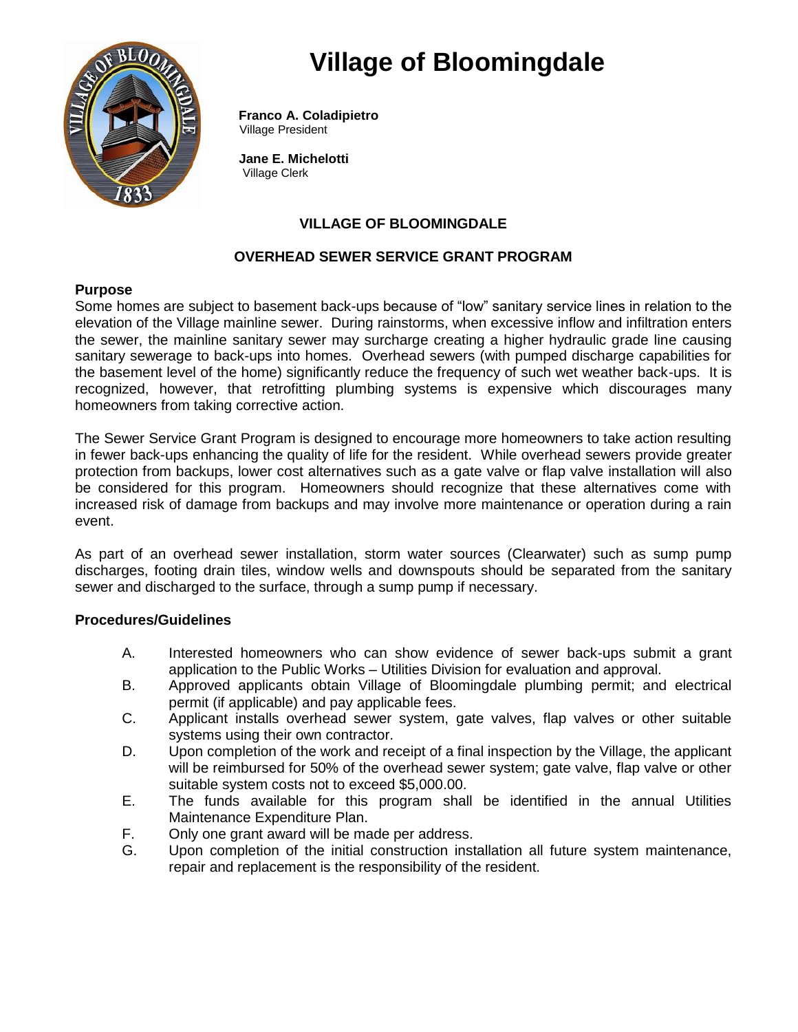# Village of Bloomingdale

**Franco A. Coladipietro**
Village President

**Jane E. Michelotti**
Village Clerk

## VILLAGE OF BLOOMINGDALE

## OVERHEAD SEWER SERVICE GRANT PROGRAM

### Purpose

Some homes are subject to basement back-ups because of “low” sanitary service lines in relation to the elevation of the Village mainline sewer. During rainstorms, when excessive inflow and infiltration enters the sewer, the mainline sanitary sewer may surcharge creating a higher hydraulic grade line causing sanitary sewerage to back-ups into homes. Overhead sewers (with pumped discharge capabilities for the basement level of the home) significantly reduce the frequency of such wet weather back-ups. It is recognized, however, that retrofitting plumbing systems is expensive which discourages many homeowners from taking corrective action.

The Sewer Service Grant Program is designed to encourage more homeowners to take action resulting in fewer back-ups enhancing the quality of life for the resident. While overhead sewers provide greater protection from backups, lower cost alternatives such as a gate valve or flap valve installation will also be considered for this program. Homeowners should recognize that these alternatives come with increased risk of damage from backups and may involve more maintenance or operation during a rain event.

As part of an overhead sewer installation, storm water sources (Clearwater) such as sump pump discharges, footing drain tiles, window wells and downspouts should be separated from the sanitary sewer and discharged to the surface, through a sump pump if necessary.

### Procedures/Guidelines

A. Interested homeowners who can show evidence of sewer back-ups submit a grant application to the Public Works – Utilities Division for evaluation and approval.

B. Approved applicants obtain Village of Bloomingdale plumbing permit; and electrical permit (if applicable) and pay applicable fees.

C. Applicant installs overhead sewer system, gate valves, flap valves or other suitable systems using their own contractor.

D. Upon completion of the work and receipt of a final inspection by the Village, the applicant will be reimbursed for 50% of the overhead sewer system; gate valve, flap valve or other suitable system costs not to exceed $5,000.00.

E. The funds available for this program shall be identified in the annual Utilities Maintenance Expenditure Plan.

F. Only one grant award will be made per address.

G. Upon completion of the initial construction installation all future system maintenance, repair and replacement is the responsibility of the resident.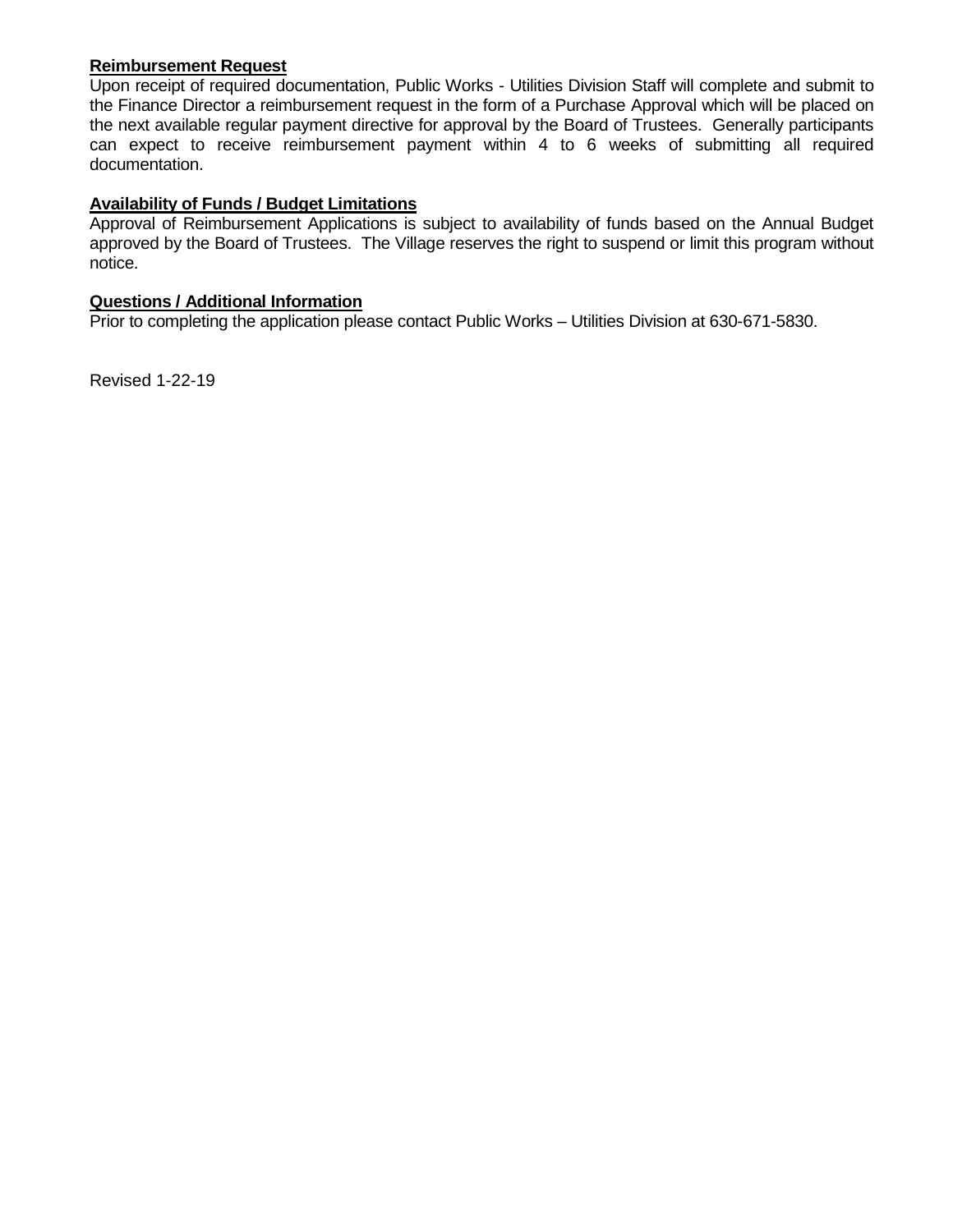**Reimbursement Request**

Upon receipt of required documentation, Public Works - Utilities Division Staff will complete and submit to the Finance Director a reimbursement request in the form of a Purchase Approval which will be placed on the next available regular payment directive for approval by the Board of Trustees. Generally participants can expect to receive reimbursement payment within 4 to 6 weeks of submitting all required documentation.

**Availability of Funds / Budget Limitations**

Approval of Reimbursement Applications is subject to availability of funds based on the Annual Budget approved by the Board of Trustees. The Village reserves the right to suspend or limit this program without notice.

**Questions / Additional Information**

Prior to completing the application please contact Public Works – Utilities Division at 630-671-5830.

Revised 1-22-19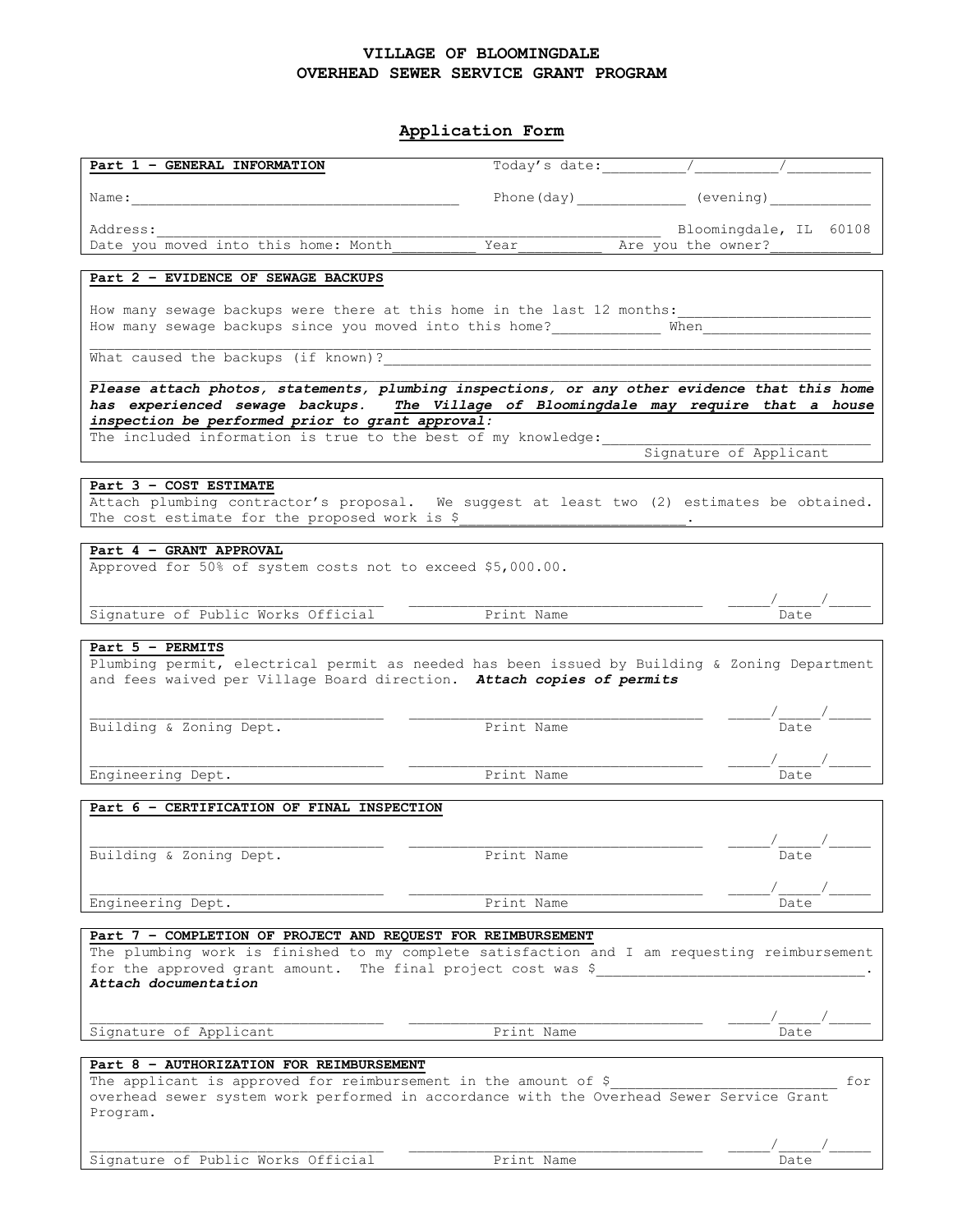# VILLAGE OF BLOOMINGDALE
# OVERHEAD SEWER SERVICE GRANT PROGRAM

## Application Form

**Part 1 – GENERAL INFORMATION**

Today's date:\_\_\_\_\_\_\_\_\_/\_\_\_\_\_\_\_\_\_/\_\_\_\_\_\_\_\_\_

Name:\_\_\_\_\_\_\_\_\_\_\_\_\_\_\_\_\_\_\_\_\_\_\_\_\_\_\_\_\_\_\_\_\_\_\_\_\_\_\_\_ Phone(day)\_\_\_\_\_\_\_\_\_\_\_\_ (evening)\_\_\_\_\_\_\_\_\_\_\_\_

Address:\_\_\_\_\_\_\_\_\_\_\_\_\_\_\_\_\_\_\_\_\_\_\_\_\_\_\_\_\_\_\_\_\_\_\_\_\_\_\_\_\_\_\_\_\_\_\_\_\_\_\_\_\_\_\_\_\_\_\_\_\_ Bloomingdale, IL 60108

Date you moved into this home: Month\_\_\_\_\_\_\_\_\_ Year\_\_\_\_\_\_\_\_\_ Are you the owner?\_\_\_\_\_\_\_\_\_\_\_\_

**Part 2 – EVIDENCE OF SEWAGE BACKUPS**

How many sewage backups were there at this home in the last 12 months:\_\_\_\_\_\_\_\_\_\_\_\_\_\_\_\_\_\_\_\_\_\_

How many sewage backups since you moved into this home?\_\_\_\_\_\_\_\_\_\_\_\_ When\_\_\_\_\_\_\_\_\_\_\_\_\_\_\_\_\_\_\_\_

What caused the backups (if known)?\_\_\_\_\_\_\_\_\_\_\_\_\_\_\_\_\_\_\_\_\_\_\_\_\_\_\_\_\_\_\_\_\_\_\_\_\_\_\_\_\_\_\_\_\_\_\_\_\_\_\_\_\_\_\_\_\_\_\_\_

***Please attach photos, statements, plumbing inspections, or any other evidence that this home has experienced sewage backups. The Village of Bloomingdale may require that a house inspection be performed prior to grant approval:***

The included information is true to the best of my knowledge:\_\_\_\_\_\_\_\_\_\_\_\_\_\_\_\_\_\_\_\_\_\_\_\_\_\_\_\_\_\_
Signature of Applicant

**Part 3 – COST ESTIMATE**

Attach plumbing contractor's proposal. We suggest at least two (2) estimates be obtained. The cost estimate for the proposed work is $\_\_\_\_\_\_\_\_\_\_\_\_\_\_\_\_\_\_\_\_\_\_\_\_\_\_\_.

**Part 4 – GRANT APPROVAL**

Approved for 50% of system costs not to exceed $5,000.00.

| | | |
|---|---|---|
| \_\_\_\_\_\_\_\_\_\_\_\_\_\_\_\_\_\_\_\_\_\_\_\_\_\_\_\_\_\_\_\_\_\_\_ | \_\_\_\_\_\_\_\_\_\_\_\_\_\_\_\_\_\_\_\_\_\_\_\_\_\_\_\_\_\_\_\_\_\_\_ | \_\_\_\_\_/\_\_\_\_\_/\_\_\_\_\_ |
| Signature of Public Works Official | Print Name | Date |

**Part 5 – PERMITS**

Plumbing permit, electrical permit as needed has been issued by Building & Zoning Department and fees waived per Village Board direction. ***Attach copies of permits***

| | | |
|---|---|---|
| \_\_\_\_\_\_\_\_\_\_\_\_\_\_\_\_\_\_\_\_\_\_\_\_\_\_\_\_\_\_\_\_\_\_\_ | \_\_\_\_\_\_\_\_\_\_\_\_\_\_\_\_\_\_\_\_\_\_\_\_\_\_\_\_\_\_\_\_\_\_\_ | \_\_\_\_\_/\_\_\_\_\_/\_\_\_\_\_ |
| Building & Zoning Dept. | Print Name | Date |
| \_\_\_\_\_\_\_\_\_\_\_\_\_\_\_\_\_\_\_\_\_\_\_\_\_\_\_\_\_\_\_\_\_\_\_ | \_\_\_\_\_\_\_\_\_\_\_\_\_\_\_\_\_\_\_\_\_\_\_\_\_\_\_\_\_\_\_\_\_\_\_ | \_\_\_\_\_/\_\_\_\_\_/\_\_\_\_\_ |
| Engineering Dept. | Print Name | Date |

**Part 6 – CERTIFICATION OF FINAL INSPECTION**

| | | |
|---|---|---|
| \_\_\_\_\_\_\_\_\_\_\_\_\_\_\_\_\_\_\_\_\_\_\_\_\_\_\_\_\_\_\_\_\_\_\_ | \_\_\_\_\_\_\_\_\_\_\_\_\_\_\_\_\_\_\_\_\_\_\_\_\_\_\_\_\_\_\_\_\_\_\_ | \_\_\_\_\_/\_\_\_\_\_/\_\_\_\_\_ |
| Building & Zoning Dept. | Print Name | Date |
| \_\_\_\_\_\_\_\_\_\_\_\_\_\_\_\_\_\_\_\_\_\_\_\_\_\_\_\_\_\_\_\_\_\_\_ | \_\_\_\_\_\_\_\_\_\_\_\_\_\_\_\_\_\_\_\_\_\_\_\_\_\_\_\_\_\_\_\_\_\_\_ | \_\_\_\_\_/\_\_\_\_\_/\_\_\_\_\_ |
| Engineering Dept. | Print Name | Date |

**Part 7 – COMPLETION OF PROJECT AND REQUEST FOR REIMBURSEMENT**

The plumbing work is finished to my complete satisfaction and I am requesting reimbursement for the approved grant amount. The final project cost was $\_\_\_\_\_\_\_\_\_\_\_\_\_\_\_\_\_\_\_\_\_\_\_\_\_\_\_\_\_\_\_.
***Attach documentation***

| | | |
|---|---|---|
| \_\_\_\_\_\_\_\_\_\_\_\_\_\_\_\_\_\_\_\_\_\_\_\_\_\_\_\_\_\_\_\_\_\_\_ | \_\_\_\_\_\_\_\_\_\_\_\_\_\_\_\_\_\_\_\_\_\_\_\_\_\_\_\_\_\_\_\_\_\_\_ | \_\_\_\_\_/\_\_\_\_\_/\_\_\_\_\_ |
| Signature of Applicant | Print Name | Date |

**Part 8 – AUTHORIZATION FOR REIMBURSEMENT**

The applicant is approved for reimbursement in the amount of $\_\_\_\_\_\_\_\_\_\_\_\_\_\_\_\_\_\_\_\_\_\_\_\_\_\_\_ for overhead sewer system work performed in accordance with the Overhead Sewer Service Grant Program.

| | | |
|---|---|---|
| \_\_\_\_\_\_\_\_\_\_\_\_\_\_\_\_\_\_\_\_\_\_\_\_\_\_\_\_\_\_\_\_\_\_\_ | \_\_\_\_\_\_\_\_\_\_\_\_\_\_\_\_\_\_\_\_\_\_\_\_\_\_\_\_\_\_\_\_\_\_\_ | \_\_\_\_\_/\_\_\_\_\_/\_\_\_\_\_ |
| Signature of Public Works Official | Print Name | Date |